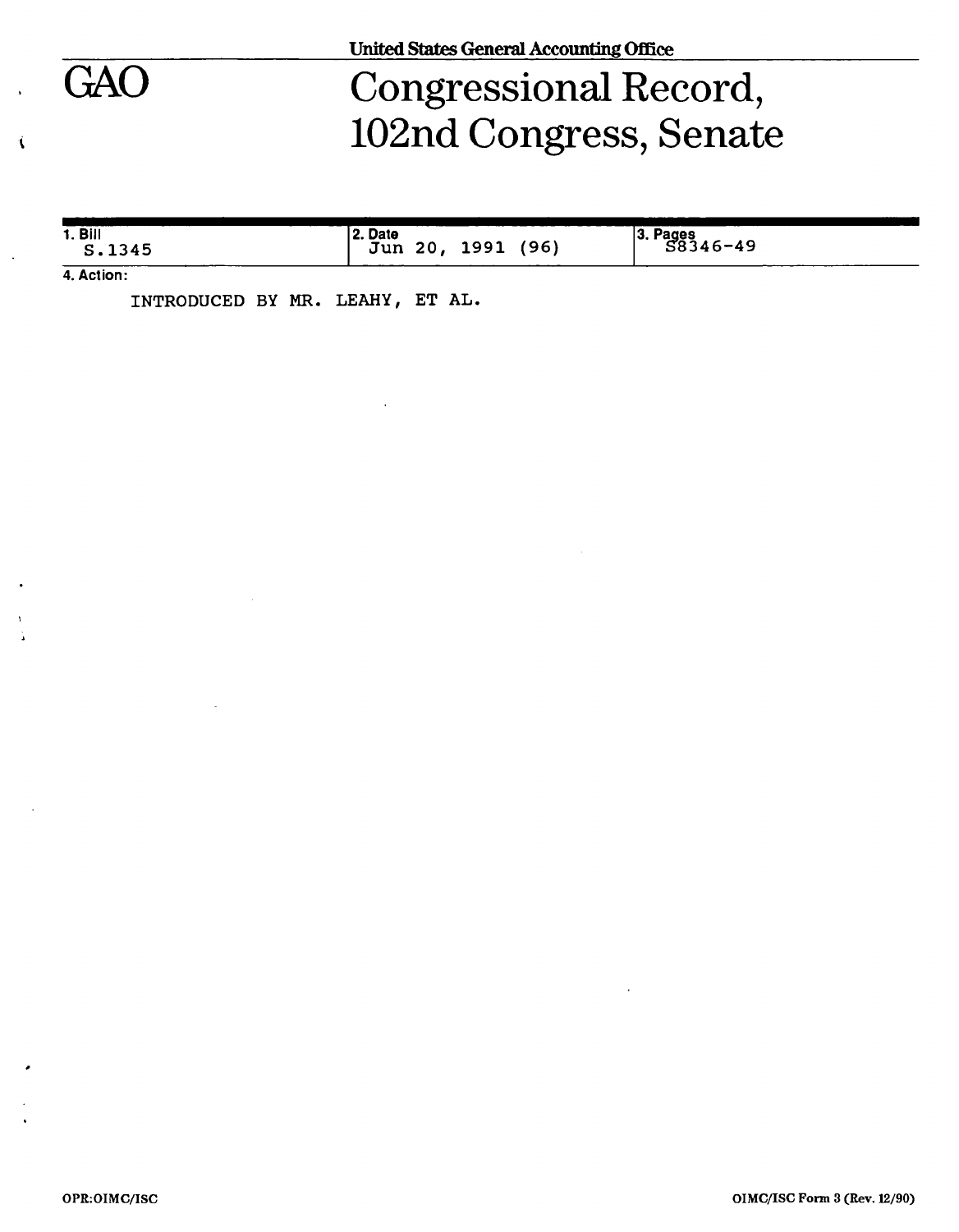United States General Accounting Office

# GAO

# Congressional Record, 102nd Congress, Senate

| 1. Bill | 2. Date | 3. Pages |
|---|---|---|
| S.1345 | Jun 20, 1991 (96) | S8346-49 |

4. Action:

INTRODUCED BY MR. LEAHY, ET AL.

OPR:OIMC/ISC

OIMC/ISC Form 3 (Rev. 12/90)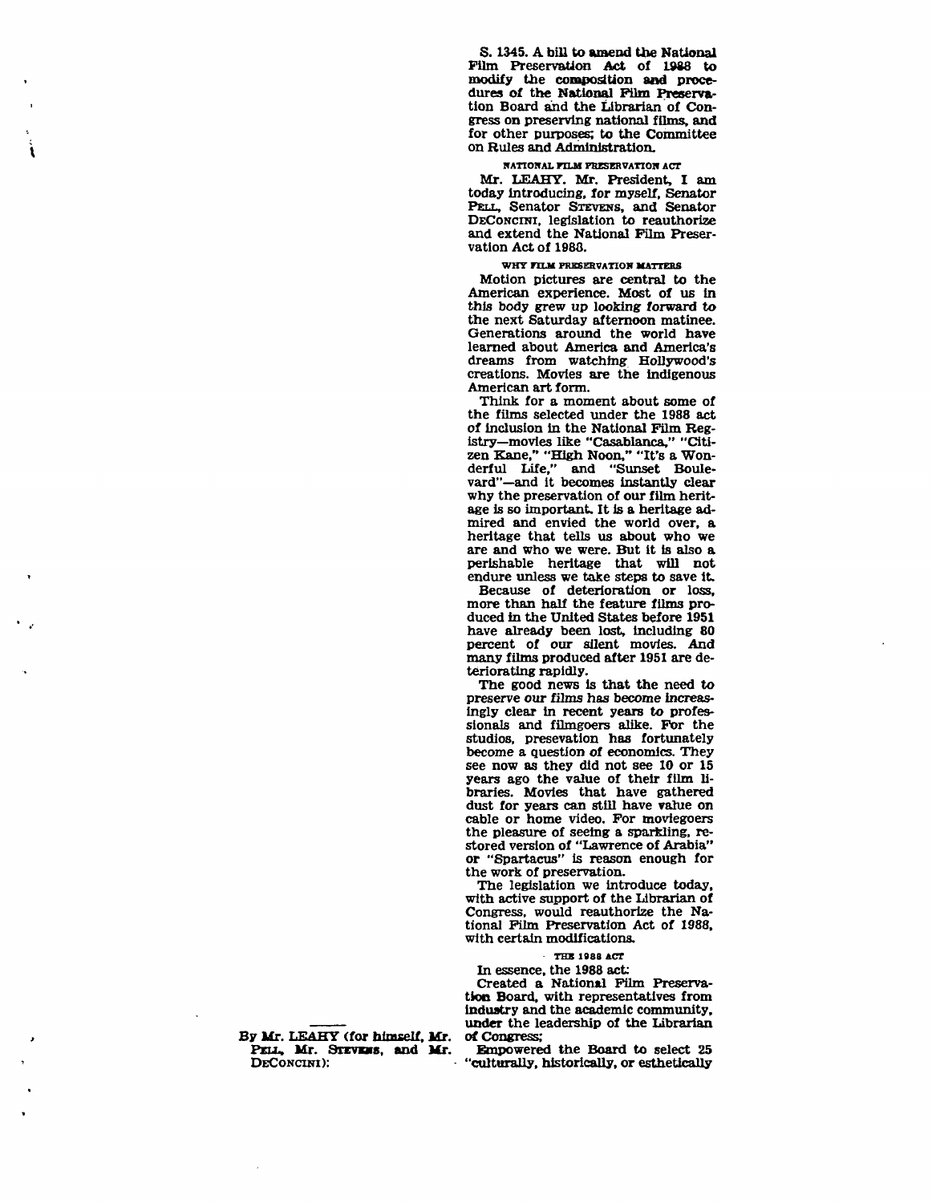By Mr. LEAHY (for himself, Mr. PELL, Mr. STEVENS, and Mr. DECONCINI):

S. 1345. A bill to amend the National Film Preservation Act of 1988 to modify the composition and procedures of the National Film Preservation Board and the Librarian of Congress on preserving national films, and for other purposes; to the Committee on Rules and Administration.

NATIONAL FILM PRESERVATION ACT

Mr. LEAHY. Mr. President, I am today introducing, for myself, Senator PELL, Senator STEVENS, and Senator DECONCINI, legislation to reauthorize and extend the National Film Preservation Act of 1988.

WHY FILM PRESERVATION MATTERS

Motion pictures are central to the American experience. Most of us in this body grew up looking forward to the next Saturday afternoon matinee. Generations around the world have learned about America and America's dreams from watching Hollywood's creations. Movies are the indigenous American art form.

Think for a moment about some of the films selected under the 1988 act of inclusion in the National Film Registry—movies like "Casablanca," "Citizen Kane," "High Noon," "It's a Wonderful Life," and "Sunset Boulevard"—and it becomes instantly clear why the preservation of our film heritage is so important. It is a heritage admired and envied the world over, a heritage that tells us about who we are and who we were. But it is also a perishable heritage that will not endure unless we take steps to save it.

Because of deterioration or loss, more than half the feature films produced in the United States before 1951 have already been lost, including 80 percent of our silent movies. And many films produced after 1951 are deteriorating rapidly.

The good news is that the need to preserve our films has become increasingly clear in recent years to professionals and filmgoers alike. For the studios, presevation has fortunately become a question of economics. They see now as they did not see 10 or 15 years ago the value of their film libraries. Movies that have gathered dust for years can still have value on cable or home video. For moviegoers the pleasure of seeing a sparkling, restored version of "Lawrence of Arabia" or "Spartacus" is reason enough for the work of preservation.

The legislation we introduce today, with active support of the Librarian of Congress, would reauthorize the National Film Preservation Act of 1988, with certain modifications.

THE 1988 ACT

In essence, the 1988 act:

Created a National Film Preservation Board, with representatives from industry and the academic community, under the leadership of the Librarian of Congress;

Empowered the Board to select 25 "culturally, historically, or esthetically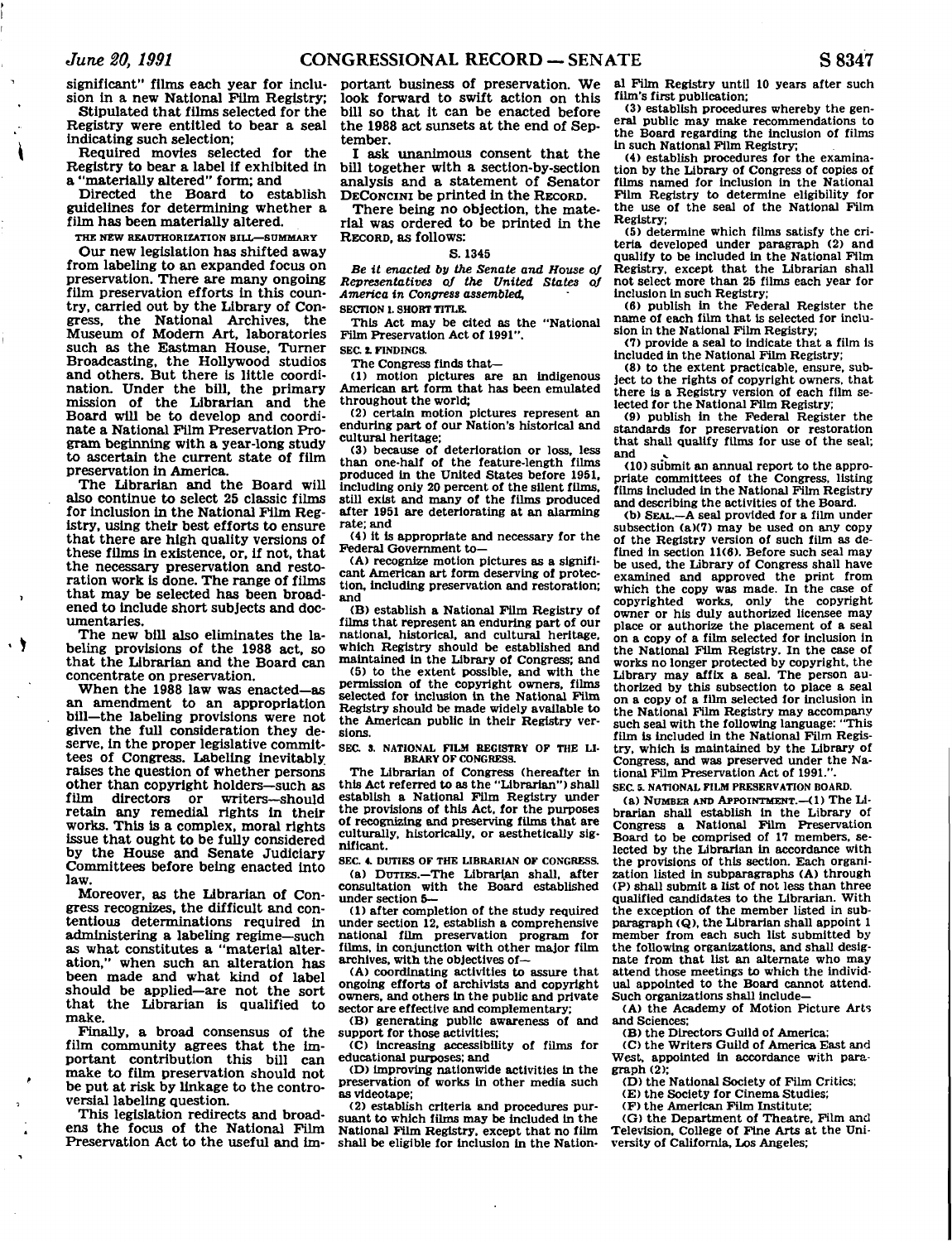significant" films each year for inclusion in a new National Film Registry;

Stipulated that films selected for the Registry were entitled to bear a seal indicating such selection;

Required movies selected for the Registry to bear a label if exhibited in a "materially altered" form; and

Directed the Board to establish guidelines for determining whether a film has been materially altered.

THE NEW REAUTHORIZATION BILL—SUMMARY

Our new legislation has shifted away from labeling to an expanded focus on preservation. There are many ongoing film preservation efforts in this country, carried out by the Library of Congress, the National Archives, the Museum of Modern Art, laboratories such as the Eastman House, Turner Broadcasting, the Hollywood studios and others. But there is little coordination. Under the bill, the primary mission of the Librarian and the Board will be to develop and coordinate a National Film Preservation Program beginning with a year-long study to ascertain the current state of film preservation in America.

The Librarian and the Board will also continue to select 25 classic films for inclusion in the National Film Registry, using their best efforts to ensure that there are high quality versions of these films in existence, or, if not, that the necessary preservation and restoration work is done. The range of films that may be selected has been broadened to include short subjects and documentaries.

The new bill also eliminates the labeling provisions of the 1988 act, so that the Librarian and the Board can concentrate on preservation.

When the 1988 law was enacted—as an amendment to an appropriation bill—the labeling provisions were not given the full consideration they deserve, in the proper legislative committees of Congress. Labeling inevitably raises the question of whether persons other than copyright holders—such as film directors or writers—should retain any remedial rights in their works. This is a complex, moral rights issue that ought to be fully considered by the House and Senate Judiciary Committees before being enacted into law.

Moreover, as the Librarian of Congress recognizes, the difficult and contentious determinations required in administering a labeling regime—such as what constitutes a "material alteration," when such an alteration has been made and what kind of label should be applied—are not the sort that the Librarian is qualified to make.

Finally, a broad consensus of the film community agrees that the important contribution this bill can make to film preservation should not be put at risk by linkage to the controversial labeling question.

This legislation redirects and broadens the focus of the National Film Preservation Act to the useful and important business of preservation. We look forward to swift action on this bill so that it can be enacted before the 1988 act sunsets at the end of September.

I ask unanimous consent that the bill together with a section-by-section analysis and a statement of Senator DECONCINI be printed in the RECORD.

There being no objection, the material was ordered to be printed in the RECORD, as follows:

S. 1345

*Be it enacted by the Senate and House of Representatives of the United States of America in Congress assembled,*

SECTION 1. SHORT TITLE.

This Act may be cited as the "National Film Preservation Act of 1991".

SEC. 2. FINDINGS.

The Congress finds that—

(1) motion pictures are an indigenous American art form that has been emulated throughout the world;

(2) certain motion pictures represent an enduring part of our Nation's historical and cultural heritage;

(3) because of deterioration or loss, less than one-half of the feature-length films produced in the United States before 1951, including only 20 percent of the silent films, still exist and many of the films produced after 1951 are deteriorating at an alarming rate; and

(4) it is appropriate and necessary for the Federal Government to—

(A) recognize motion pictures as a significant American art form deserving of protection, including preservation and restoration; and

(B) establish a National Film Registry of films that represent an enduring part of our national, historical, and cultural heritage, which Registry should be established and maintained in the Library of Congress; and

(5) to the extent possible, and with the permission of the copyright owners, films selected for inclusion in the National Film Registry should be made widely available to the American public in their Registry versions.

SEC. 3. NATIONAL FILM REGISTRY OF THE LIBRARY OF CONGRESS.

The Librarian of Congress (hereafter in this Act referred to as the "Librarian") shall establish a National Film Registry under the provisions of this Act, for the purposes of recognizing and preserving films that are culturally, historically, or aesthetically significant.

SEC. 4. DUTIES OF THE LIBRARIAN OF CONGRESS.

(a) DUTIES.—The Librarian shall, after consultation with the Board established under section 5—

(1) after completion of the study required under section 12, establish a comprehensive national film preservation program for films, in conjunction with other major film archives, with the objectives of—

(A) coordinating activities to assure that ongoing efforts of archivists and copyright owners, and others in the public and private sector are effective and complementary;

(B) generating public awareness of and support for those activities;

(C) increasing accessibility of films for educational purposes; and

(D) improving nationwide activities in the preservation of works in other media such as videotape;

(2) establish criteria and procedures pursuant to which films may be included in the National Film Registry, except that no film shall be eligible for inclusion in the National Film Registry until 10 years after such film's first publication;

(3) establish procedures whereby the general public may make recommendations to the Board regarding the inclusion of films in such National Film Registry;

(4) establish procedures for the examination by the Library of Congress of copies of films named for inclusion in the National Film Registry to determine eligibility for the use of the seal of the National Film Registry;

(5) determine which films satisfy the criteria developed under paragraph (2) and qualify to be included in the National Film Registry, except that the Librarian shall not select more than 25 films each year for inclusion in such Registry;

(6) publish in the Federal Register the name of each film that is selected for inclusion in the National Film Registry;

(7) provide a seal to indicate that a film is included in the National Film Registry;

(8) to the extent practicable, ensure, subject to the rights of copyright owners, that there is a Registry version of each film selected for the National Film Registry;

(9) publish in the Federal Register the standards for preservation or restoration that shall qualify films for use of the seal; and

(10) submit an annual report to the appropriate committees of the Congress, listing films included in the National Film Registry and describing the activities of the Board.

(b) SEAL.—A seal provided for a film under subsection (a)(7) may be used on any copy of the Registry version of such film as defined in section 11(6). Before such seal may be used, the Library of Congress shall have examined and approved the print from which the copy was made. In the case of copyrighted works, only the copyright owner or his duly authorized licensee may place or authorize the placement of a seal on a copy of a film selected for inclusion in the National Film Registry. In the case of works no longer protected by copyright, the Library may affix a seal. The person authorized by this subsection to place a seal on a copy of a film selected for inclusion in the National Film Registry may accompany such seal with the following language: "This film is included in the National Film Registry, which is maintained by the Library of Congress, and was preserved under the National Film Preservation Act of 1991.".

SEC. 5. NATIONAL FILM PRESERVATION BOARD.

(a) NUMBER AND APPOINTMENT.—(1) The Librarian shall establish in the Library of Congress a National Film Preservation Board to be comprised of 17 members, selected by the Librarian in accordance with the provisions of this section. Each organization listed in subparagraphs (A) through (P) shall submit a list of not less than three qualified candidates to the Librarian. With the exception of the member listed in subparagraph (Q), the Librarian shall appoint 1 member from each such list submitted by the following organizations, and shall designate from that list an alternate who may attend those meetings to which the individual appointed to the Board cannot attend. Such organizations shall include—

(A) the Academy of Motion Picture Arts and Sciences;

(B) the Directors Guild of America;

(C) the Writers Guild of America East and West, appointed in accordance with paragraph (2);

(D) the National Society of Film Critics;

(E) the Society for Cinema Studies;

(F) the American Film Institute;

(G) the Department of Theatre, Film and Television, College of Fine Arts at the University of California, Los Angeles;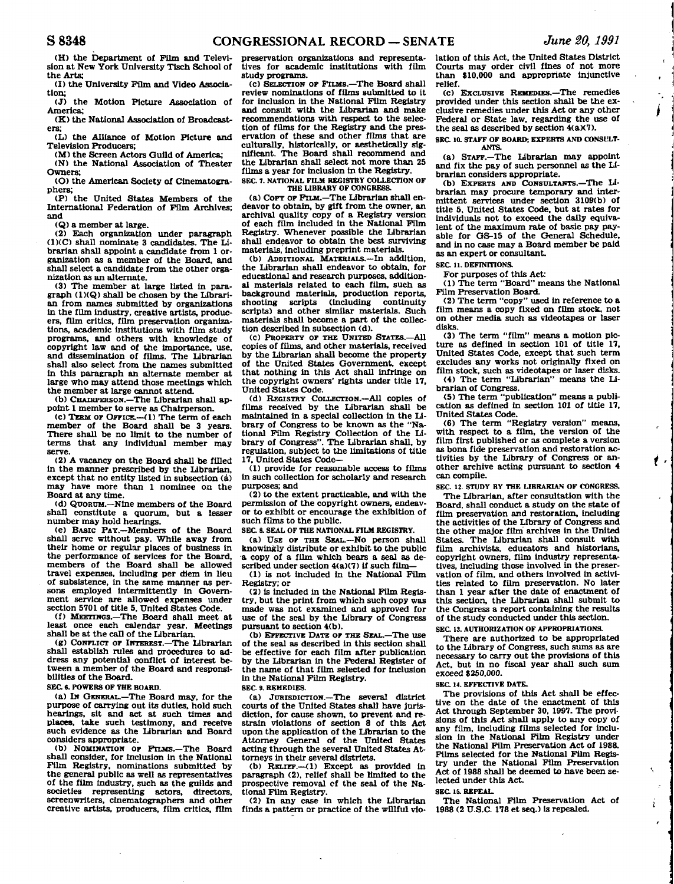(H) the Department of Film and Television at New York University Tisch School of the Arts;

(I) the University Film and Video Association;

(J) the Motion Picture Association of America;

(K) the National Association of Broadcasters;

(L) the Alliance of Motion Picture and Television Producers;

(M) the Screen Actors Guild of America;

(N) the National Association of Theater Owners;

(O) the American Society of Cinematographers;

(P) the United States Members of the International Federation of Film Archives; and

(Q) a member at large.

(2) Each organization under paragraph (1)(C) shall nominate 3 candidates. The Librarian shall appoint a candidate from 1 organization as a member of the Board, and shall select a candidate from the other organization as an alternate.

(3) The member at large listed in paragraph (1)(Q) shall be chosen by the Librarian from names submitted by organizations in the film industry, creative artists, producers, film critics, film preservation organizations, academic institutions with film study programs, and others with knowledge of copyright law and of the importance, use, and dissemination of films. The Librarian shall also select from the names submitted in this paragraph an alternate member at large who may attend those meetings which the member at large cannot attend.

(b) CHAIRPERSON.—The Librarian shall appoint 1 member to serve as Chairperson.

(c) TERM OF OFFICE.—(1) The term of each member of the Board shall be 3 years. There shall be no limit to the number of terms that any individual member may serve.

(2) A vacancy on the Board shall be filled in the manner prescribed by the Librarian, except that no entity listed in subsection (a) may have more than 1 nominee on the Board at any time.

(d) QUORUM.—Nine members of the Board shall constitute a quorum, but a lesser number may hold hearings.

(e) BASIC PAY.—Members of the Board shall serve without pay. While away from their home or regular places of business in the performance of services for the Board, members of the Board shall be allowed travel expenses, including per diem in lieu of subsistence, in the same manner as persons employed intermittently in Government service are allowed expenses under section 5701 of title 5, United States Code.

(f) MEETINGS.—The Board shall meet at least once each calendar year. Meetings shall be at the call of the Librarian.

(g) CONFLICT OF INTEREST.—The Librarian shall establish rules and procedures to address any potential conflict of interest between a member of the Board and responsibilities of the Board.

SEC. 6. POWERS OF THE BOARD.

(a) IN GENERAL.—The Board may, for the purpose of carrying out its duties, hold such hearings, sit and act at such times and places, take such testimony, and receive such evidence as the Librarian and Board considers appropriate.

(b) NOMINATION OF FILMS.—The Board shall consider, for inclusion in the National Film Registry, nominations submitted by the general public as well as representatives of the film industry, such as the guilds and societies representing actors, directors, screenwriters, cinematographers and other creative artists, producers, film critics, film preservation organizations and representatives for academic institutions with film study programs.

(c) SELECTION OF FILMS.—The Board shall review nominations of films submitted to it for inclusion in the National Film Registry and consult with the Librarian and make recommendations with respect to the selection of films for the Registry and the preservation of these and other films that are culturally, historically, or aesthetically significant. The Board shall recommend and the Librarian shall select not more than 25 films a year for inclusion in the Registry.

SEC. 7. NATIONAL FILM REGISTRY COLLECTION OF THE LIBRARY OF CONGRESS.

(a) COPY OF FILM.—The Librarian shall endeavor to obtain, by gift from the owner, an archival quality copy of a Registry version of each film included in the National Film Registry. Whenever possible the Librarian shall endeavor to obtain the best surviving materials, including preprint materials.

(b) ADDITIONAL MATERIALS.—In addition, the Librarian shall endeavor to obtain, for educational and research purposes, additional materials related to each film, such as background materials, production reports, shooting scripts (including continuity scripts) and other similar materials. Such materials shall become a part of the collection described in subsection (d).

(c) PROPERTY OF THE UNITED STATES.—All copies of films, and other materials, received by the Librarian shall become the property of the United States Government, except that nothing in this Act shall infringe on the copyright owners' rights under title 17, United States Code.

(d) REGISTRY COLLECTION.—All copies of films received by the Librarian shall be maintained in a special collection in the Library of Congress to be known as the "National Film Registry Collection of the Library of Congress". The Librarian shall, by regulation, subject to the limitations of title 17, United States Code—

(1) provide for reasonable access to films in such collection for scholarly and research purposes; and

(2) to the extent practicable, and with the permission of the copyright owners, endeavor to exhibit or encourage the exhibition of such films to the public.

SEC. 8. SEAL OF THE NATIONAL FILM REGISTRY.

(a) USE OF THE SEAL.—No person shall knowingly distribute or exhibit to the public a copy of a film which bears a seal as described under section 4(a)(7) if such film—

(1) is not included in the National Film Registry; or

(2) is included in the National Film Registry, but the print from which such copy was made was not examined and approved for use of the seal by the Library of Congress pursuant to section 4(b).

(b) EFFECTIVE DATE OF THE SEAL.—The use of the seal as described in this section shall be effective for each film after publication by the Librarian in the Federal Register of the name of that film selected for inclusion in the National Film Registry.

SEC. 9. REMEDIES.

(a) JURISDICTION.—The several district courts of the United States shall have jurisdiction, for cause shown, to prevent and restrain violations of section 8 of this Act upon the application of the Librarian to the Attorney General of the United States acting through the several United States Attorneys in their several districts.

(b) RELIEF.—(1) Except as provided in paragraph (2), relief shall be limited to the prospective removal of the seal of the National Film Registry.

(2) In any case in which the Librarian finds a pattern or practice of the willful violation of this Act, the United States District Courts may order civil fines of not more than $10,000 and appropriate injunctive relief.

(c) EXCLUSIVE REMEDIES.—The remedies provided under this section shall be the exclusive remedies under this Act or any other Federal or State law, regarding the use of the seal as described by section 4(a)(7).

SEC. 10. STAFF OF BOARD; EXPERTS AND CONSULTANTS.

(a) STAFF.—The Librarian may appoint and fix the pay of such personnel as the Librarian considers appropriate.

(b) EXPERTS AND CONSULTANTS.—The Librarian may procure temporary and intermittent services under section 3109(b) of title 5, United States Code, but at rates for individuals not to exceed the daily equivalent of the maximum rate of basic pay payable for GS-15 of the General Schedule, and in no case may a Board member be paid as an expert or consultant.

SEC. 11. DEFINITIONS.

For purposes of this Act:

(1) The term "Board" means the National Film Preservation Board.

(2) The term "copy" used in reference to a film means a copy fixed on film stock, not on other media such as videotapes or laser disks.

(3) The term "film" means a motion picture as defined in section 101 of title 17, United States Code, except that such term excludes any works not originally fixed on film stock, such as videotapes or laser disks.

(4) The term "Librarian" means the Librarian of Congress.

(5) The term "publication" means a publication as defined in section 101 of title 17, United States Code.

(6) The term "Registry version" means, with respect to a film, the version of the film first published or as complete a version as bona fide preservation and restoration activities by the Library of Congress or another archive acting pursuant to section 4 can compile.

SEC. 12. STUDY BY THE LIBRARIAN OF CONGRESS.

The Librarian, after consultation with the Board, shall conduct a study on the state of film preservation and restoration, including the activities of the Library of Congress and the other major film archives in the United States. The Librarian shall consult with film archivists, educators and historians, copyright owners, film industry representatives, including those involved in the preservation of film, and others involved in activities related to film preservation. No later than 1 year after the date of enactment of this section, the Librarian shall submit to the Congress a report containing the results of the study conducted under this section.

SEC. 13. AUTHORIZATION OF APPROPRIATIONS.

There are authorized to be appropriated to the Library of Congress, such sums as are necessary to carry out the provisions of this Act, but in no fiscal year shall such sum exceed $250,000.

SEC. 14. EFFECTIVE DATE.

The provisions of this Act shall be effective on the date of the enactment of this Act through September 30, 1997. The provisions of this Act shall apply to any copy of any film, including films selected for inclusion in the National Film Registry under the National Film Preservation Act of 1988. Films selected for the National Film Registry under the National Film Preservation Act of 1988 shall be deemed to have been selected under this Act.

SEC. 15. REPEAL.

The National Film Preservation Act of 1988 (2 U.S.C. 178 et seq.) is repealed.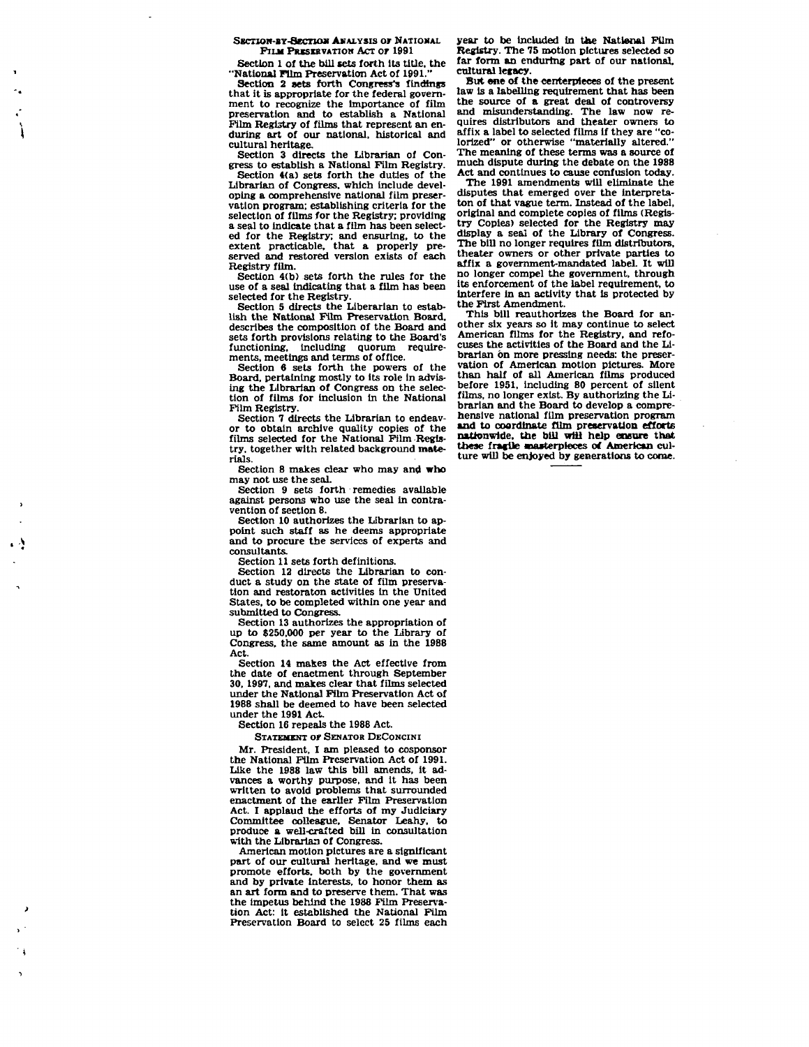## SECTION-BY-SECTION ANALYSIS OF NATIONAL FILM PRESERVATION ACT OF 1991

Section 1 of the bill sets forth its title, the "National Film Preservation Act of 1991."

Section 2 sets forth Congress's findings that it is appropriate for the federal government to recognize the importance of film preservation and to establish a National Film Registry of films that represent an enduring art of our national, historical and cultural heritage.

Section 3 directs the Librarian of Congress to establish a National Film Registry.

Section 4(a) sets forth the duties of the Librarian of Congress, which include developing a comprehensive national film preservation program; establishing criteria for the selection of films for the Registry; providing a seal to indicate that a film has been selected for the Registry; and ensuring, to the extent practicable, that a properly preserved and restored version exists of each Registry film.

Section 4(b) sets forth the rules for the use of a seal indicating that a film has been selected for the Registry.

Section 5 directs the Liberarian to establish the National Film Preservation Board, describes the composition of the Board and sets forth provisions relating to the Board's functioning, including quorum requirements, meetings and terms of office.

Section 6 sets forth the powers of the Board, pertaining mostly to its role in advising the Librarian of Congress on the selection of films for inclusion in the National Film Registry.

Section 7 directs the Librarian to endeavor to obtain archive quality copies of the films selected for the National Film Registry, together with related background materials.

Section 8 makes clear who may and who may not use the seal.

Section 9 sets forth remedies available against persons who use the seal in contravention of section 8.

Section 10 authorizes the Librarian to appoint such staff as he deems appropriate and to procure the services of experts and consultants.

Section 11 sets forth definitions.

Section 12 directs the Librarian to conduct a study on the state of film preservation and restoraton activities in the United States, to be completed within one year and submitted to Congress.

Section 13 authorizes the appropriation of up to $250,000 per year to the Library of Congress, the same amount as in the 1988 Act.

Section 14 makes the Act effective from the date of enactment through September 30, 1997, and makes clear that films selected under the National Film Preservation Act of 1988 shall be deemed to have been selected under the 1991 Act.

Section 16 repeals the 1988 Act.

### STATEMENT OF SENATOR DECONCINI

Mr. President, I am pleased to cosponsor the National Film Preservation Act of 1991. Like the 1988 law this bill amends, it advances a worthy purpose, and it has been written to avoid problems that surrounded enactment of the earlier Film Preservation Act. I applaud the efforts of my Judiciary Committee colleague, Senator Leahy, to produce a well-crafted bill in consultation with the Librarian of Congress.

American motion pictures are a significant part of our cultural heritage, and we must promote efforts, both by the government and by private interests, to honor them as an art form and to preserve them. That was the impetus behind the 1988 Film Preservation Act: it established the National Film Preservation Board to select 25 films each year to be included in the National Film Registry. The 75 motion pictures selected so far form an enduring part of our national, cultural legacy.

But one of the centerpieces of the present law is a labelling requirement that has been the source of a great deal of controversy and misunderstanding. The law now requires distributors and theater owners to affix a label to selected films if they are "colorized" or otherwise "materially altered." The meaning of these terms was a source of much dispute during the debate on the 1988 Act and continues to cause confusion today.

The 1991 amendments will eliminate the disputes that emerged over the interpretaton of that vague term. Instead of the label, original and complete copies of films (Registry Copies) selected for the Registry may display a seal of the Library of Congress. The bill no longer requires film distributors, theater owners or other private parties to affix a government-mandated label. It will no longer compel the government, through its enforcement of the label requirement, to interfere in an activity that is protected by the First Amendment.

This bill reauthorizes the Board for another six years so it may continue to select American films for the Registry, and refocuses the activities of the Board and the Librarian on more pressing needs: the preservation of American motion pictures. More than half of all American films produced before 1951, including 80 percent of silent films, no longer exist. By authorizing the Librarian and the Board to develop a comprehensive national film preservation program and to coordinate film preservation efforts nationwide, the bill will help ensure that these fragile masterpieces of American culture will be enjoyed by generations to come.